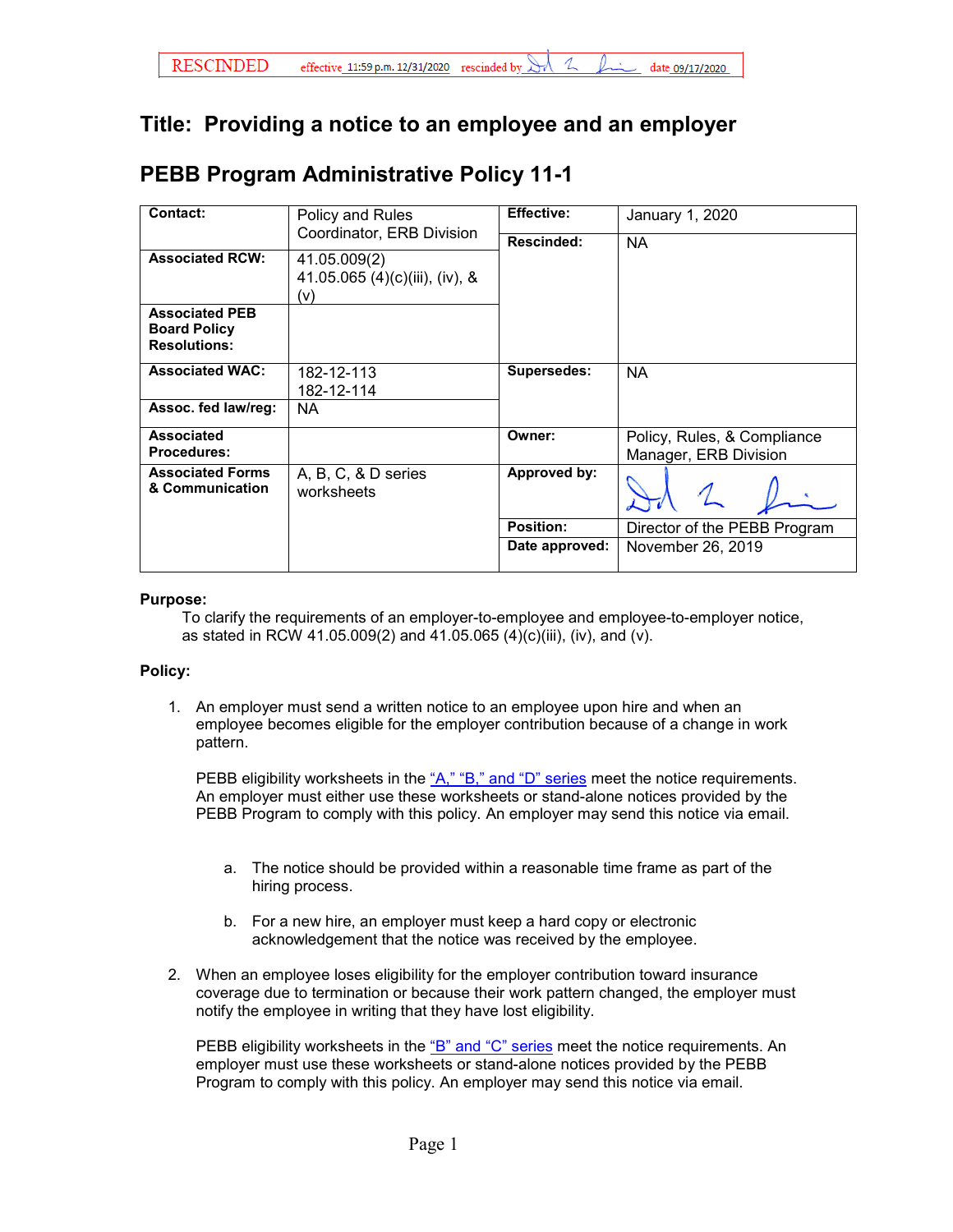RESCINDED effective 11:59 p.m. 12/31/2020 rescinded by [signature] date 09/17/2020

# Title: Providing a notice to an employee and an employer

# PEBB Program Administrative Policy 11-1

| Contact: | Policy and Rules Coordinator, ERB Division | Effective: | January 1, 2020 |
|---|---|---|---|
| Associated RCW: | 41.05.009(2) 41.05.065 (4)(c)(iii), (iv), & (v) | Rescinded: | NA |
| Associated PEB Board Policy Resolutions: | | | |
| Associated WAC: | 182-12-113 182-12-114 | Supersedes: | NA |
| Assoc. fed law/reg: | NA | | |
| Associated Procedures: | | Owner: | Policy, Rules, & Compliance Manager, ERB Division |
| Associated Forms & Communication | A, B, C, & D series worksheets | Approved by: | [signature] |
| | | Position: | Director of the PEBB Program |
| | | Date approved: | November 26, 2019 |

**Purpose:**

To clarify the requirements of an employer-to-employee and employee-to-employer notice, as stated in RCW 41.05.009(2) and 41.05.065 (4)(c)(iii), (iv), and (v).

**Policy:**

1. An employer must send a written notice to an employee upon hire and when an employee becomes eligible for the employer contribution because of a change in work pattern.

   PEBB eligibility worksheets in the "A," "B," and "D" series meet the notice requirements. An employer must either use these worksheets or stand-alone notices provided by the PEBB Program to comply with this policy. An employer may send this notice via email.

   a. The notice should be provided within a reasonable time frame as part of the hiring process.

   b. For a new hire, an employer must keep a hard copy or electronic acknowledgement that the notice was received by the employee.

2. When an employee loses eligibility for the employer contribution toward insurance coverage due to termination or because their work pattern changed, the employer must notify the employee in writing that they have lost eligibility.

   PEBB eligibility worksheets in the "B" and "C" series meet the notice requirements. An employer must use these worksheets or stand-alone notices provided by the PEBB Program to comply with this policy. An employer may send this notice via email.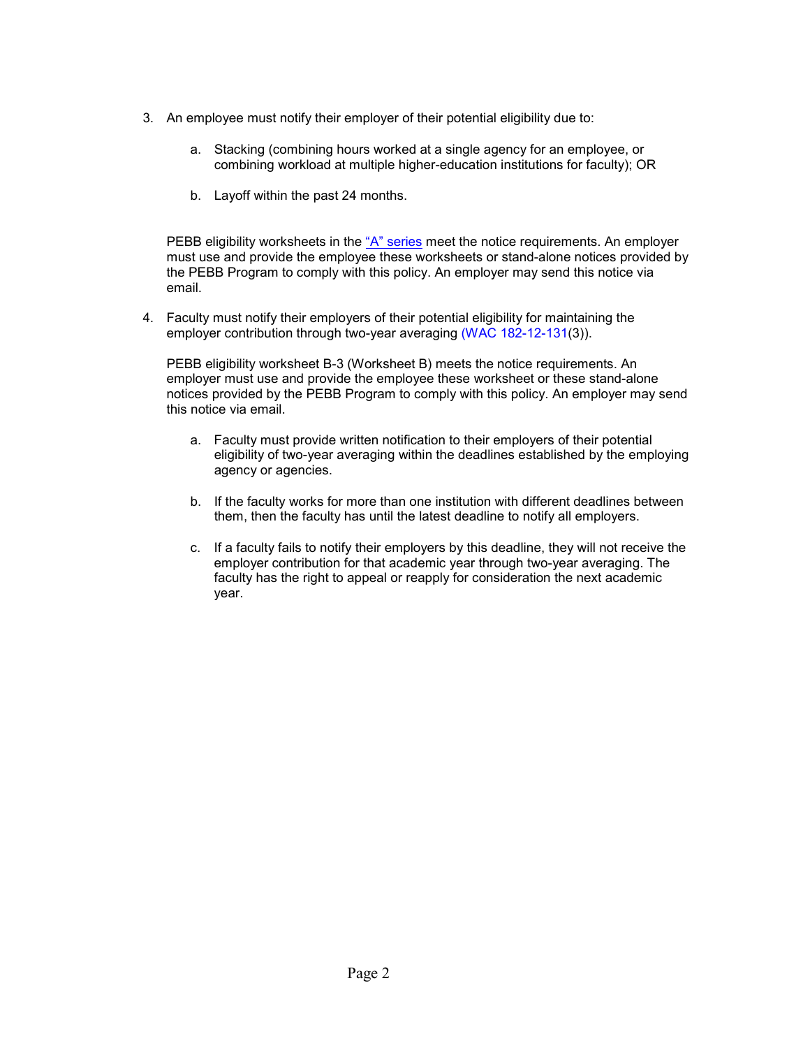3. An employee must notify their employer of their potential eligibility due to:

    a. Stacking (combining hours worked at a single agency for an employee, or combining workload at multiple higher-education institutions for faculty); OR

    b. Layoff within the past 24 months.

    PEBB eligibility worksheets in the "A" series meet the notice requirements. An employer must use and provide the employee these worksheets or stand-alone notices provided by the PEBB Program to comply with this policy. An employer may send this notice via email.

4. Faculty must notify their employers of their potential eligibility for maintaining the employer contribution through two-year averaging (WAC 182-12-131(3)).

    PEBB eligibility worksheet B-3 (Worksheet B) meets the notice requirements. An employer must use and provide the employee these worksheet or these stand-alone notices provided by the PEBB Program to comply with this policy. An employer may send this notice via email.

    a. Faculty must provide written notification to their employers of their potential eligibility of two-year averaging within the deadlines established by the employing agency or agencies.

    b. If the faculty works for more than one institution with different deadlines between them, then the faculty has until the latest deadline to notify all employers.

    c. If a faculty fails to notify their employers by this deadline, they will not receive the employer contribution for that academic year through two-year averaging. The faculty has the right to appeal or reapply for consideration the next academic year.